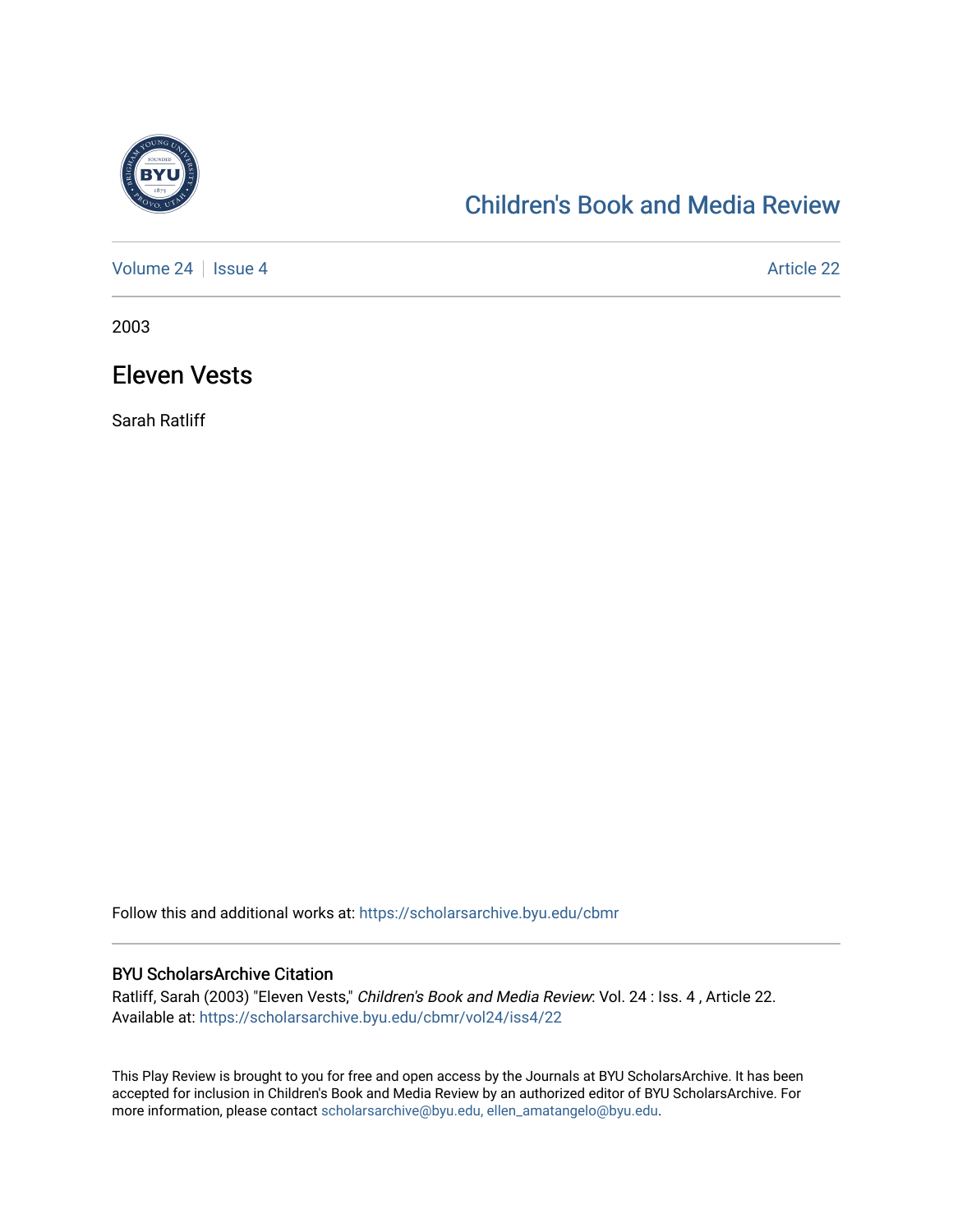Children's Book and Media Review

Volume 24 | Issue 4 | Article 22

2003

# Eleven Vests

Sarah Ratliff

Follow this and additional works at: https://scholarsarchive.byu.edu/cbmr

## BYU ScholarsArchive Citation

Ratliff, Sarah (2003) "Eleven Vests," *Children's Book and Media Review*: Vol. 24 : Iss. 4 , Article 22.
Available at: https://scholarsarchive.byu.edu/cbmr/vol24/iss4/22

This Play Review is brought to you for free and open access by the Journals at BYU ScholarsArchive. It has been accepted for inclusion in Children's Book and Media Review by an authorized editor of BYU ScholarsArchive. For more information, please contact scholarsarchive@byu.edu, ellen_amatangelo@byu.edu.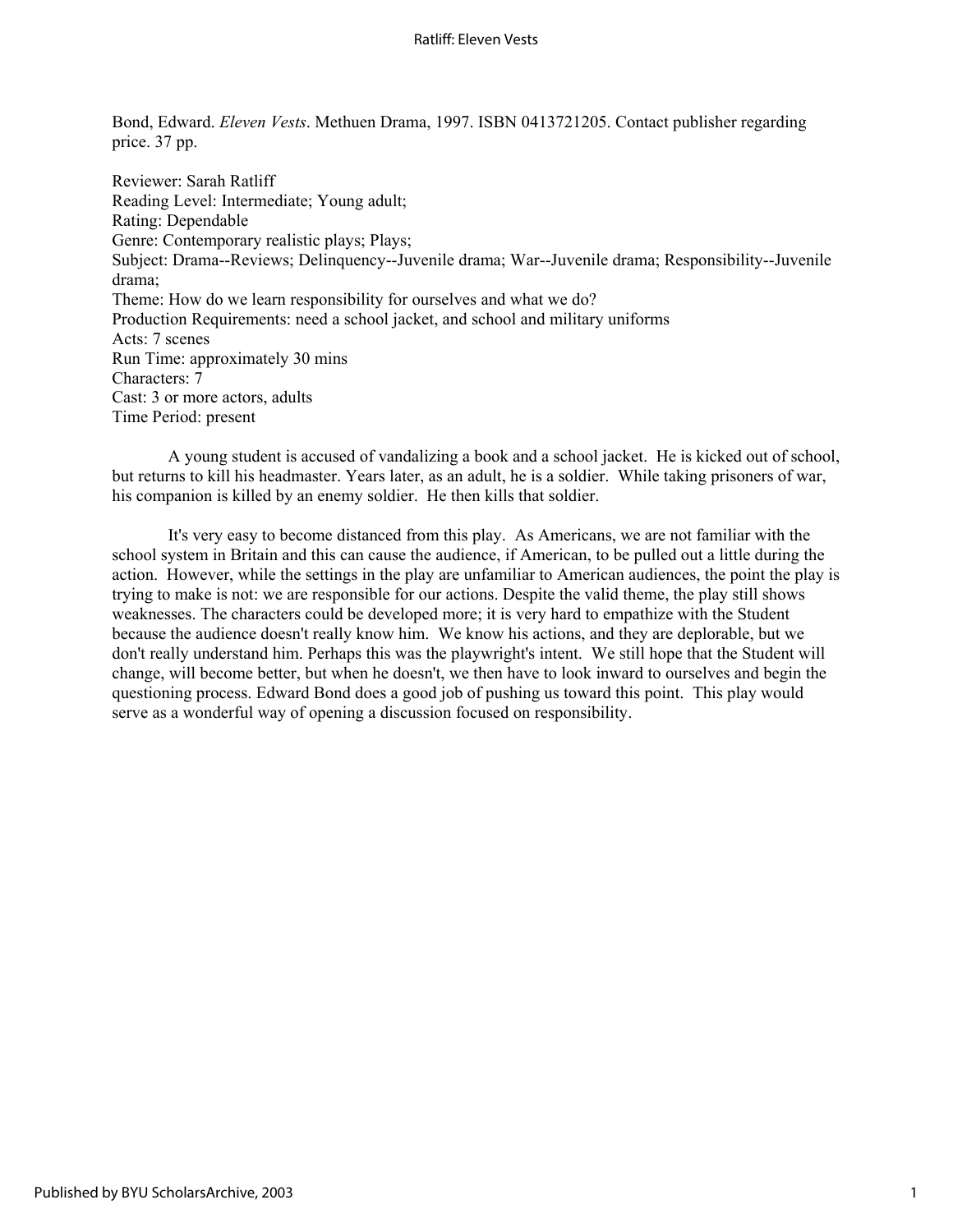Bond, Edward. *Eleven Vests*. Methuen Drama, 1997. ISBN 0413721205. Contact publisher regarding price. 37 pp.

Reviewer: Sarah Ratliff
Reading Level: Intermediate; Young adult;
Rating: Dependable
Genre: Contemporary realistic plays; Plays;
Subject: Drama--Reviews; Delinquency--Juvenile drama; War--Juvenile drama; Responsibility--Juvenile drama;
Theme: How do we learn responsibility for ourselves and what we do?
Production Requirements: need a school jacket, and school and military uniforms
Acts: 7 scenes
Run Time: approximately 30 mins
Characters: 7
Cast: 3 or more actors, adults
Time Period: present

A young student is accused of vandalizing a book and a school jacket. He is kicked out of school, but returns to kill his headmaster. Years later, as an adult, he is a soldier. While taking prisoners of war, his companion is killed by an enemy soldier. He then kills that soldier.

It's very easy to become distanced from this play. As Americans, we are not familiar with the school system in Britain and this can cause the audience, if American, to be pulled out a little during the action. However, while the settings in the play are unfamiliar to American audiences, the point the play is trying to make is not: we are responsible for our actions. Despite the valid theme, the play still shows weaknesses. The characters could be developed more; it is very hard to empathize with the Student because the audience doesn't really know him. We know his actions, and they are deplorable, but we don't really understand him. Perhaps this was the playwright's intent. We still hope that the Student will change, will become better, but when he doesn't, we then have to look inward to ourselves and begin the questioning process. Edward Bond does a good job of pushing us toward this point. This play would serve as a wonderful way of opening a discussion focused on responsibility.